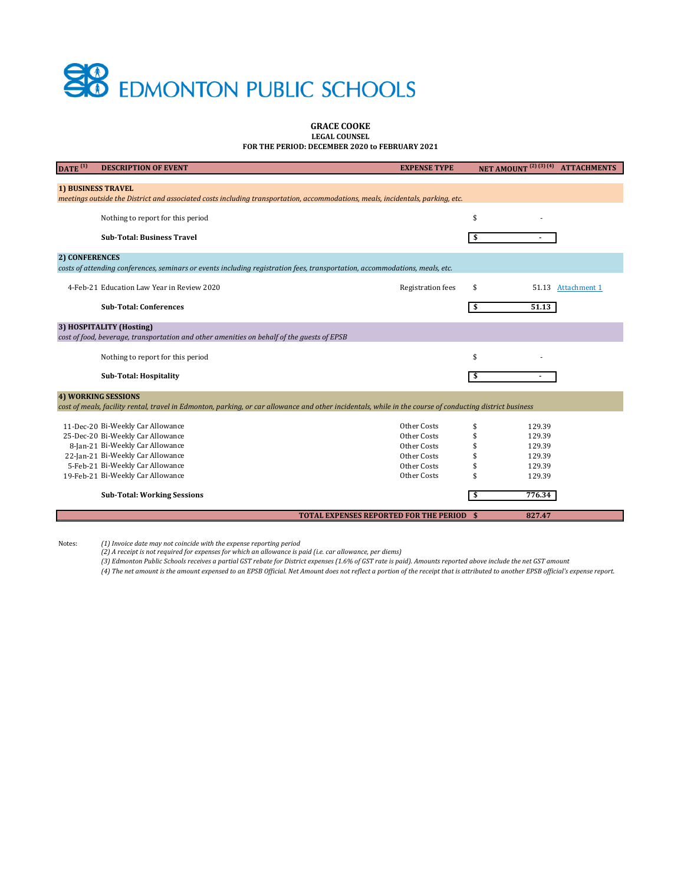# EDMONTON PUBLIC SCHOOLS

**GRACE COOKE**
**LEGAL COUNSEL**
**FOR THE PERIOD: DECEMBER 2020 to FEBRUARY 2021**

| DATE [1] | DESCRIPTION OF EVENT | EXPENSE TYPE | NET AMOUNT [2] [3] [4] | ATTACHMENTS |
|---|---|---|---|---|
| **1) BUSINESS TRAVEL** | | | | |
| *meetings outside the District and associated costs including transportation, accommodations, meals, incidentals, parking, etc.* | | | | |
| | Nothing to report for this period | | $ - | |
| | **Sub-Total: Business Travel** | | **$ -** | |
| **2) CONFERENCES** | | | | |
| *costs of attending conferences, seminars or events including registration fees, transportation, accommodations, meals, etc.* | | | | |
| 4-Feb-21 | Education Law Year in Review 2020 | Registration fees | $ 51.13 | Attachment 1 |
| | **Sub-Total: Conferences** | | **$ 51.13** | |
| **3) HOSPITALITY (Hosting)** | | | | |
| *cost of food, beverage, transportation and other amenities on behalf of the guests of EPSB* | | | | |
| | Nothing to report for this period | | $ - | |
| | **Sub-Total: Hospitality** | | **$ -** | |
| **4) WORKING SESSIONS** | | | | |
| *cost of meals, facility rental, travel in Edmonton, parking, or car allowance and other incidentals, while in the course of conducting district business* | | | | |
| 11-Dec-20 | Bi-Weekly Car Allowance | Other Costs | $ 129.39 | |
| 25-Dec-20 | Bi-Weekly Car Allowance | Other Costs | $ 129.39 | |
| 8-Jan-21 | Bi-Weekly Car Allowance | Other Costs | $ 129.39 | |
| 22-Jan-21 | Bi-Weekly Car Allowance | Other Costs | $ 129.39 | |
| 5-Feb-21 | Bi-Weekly Car Allowance | Other Costs | $ 129.39 | |
| 19-Feb-21 | Bi-Weekly Car Allowance | Other Costs | $ 129.39 | |
| | **Sub-Total: Working Sessions** | | **$ 776.34** | |
| | **TOTAL EXPENSES REPORTED FOR THE PERIOD** | | **$ 827.47** | |

Notes:

*(1) Invoice date may not coincide with the expense reporting period*

*(2) A receipt is not required for expenses for which an allowance is paid (i.e. car allowance, per diems)*

*(3) Edmonton Public Schools receives a partial GST rebate for District expenses (1.6% of GST rate is paid). Amounts reported above include the net GST amount*

*(4) The net amount is the amount expensed to an EPSB Official. Net Amount does not reflect a portion of the receipt that is attributed to another EPSB official's expense report.*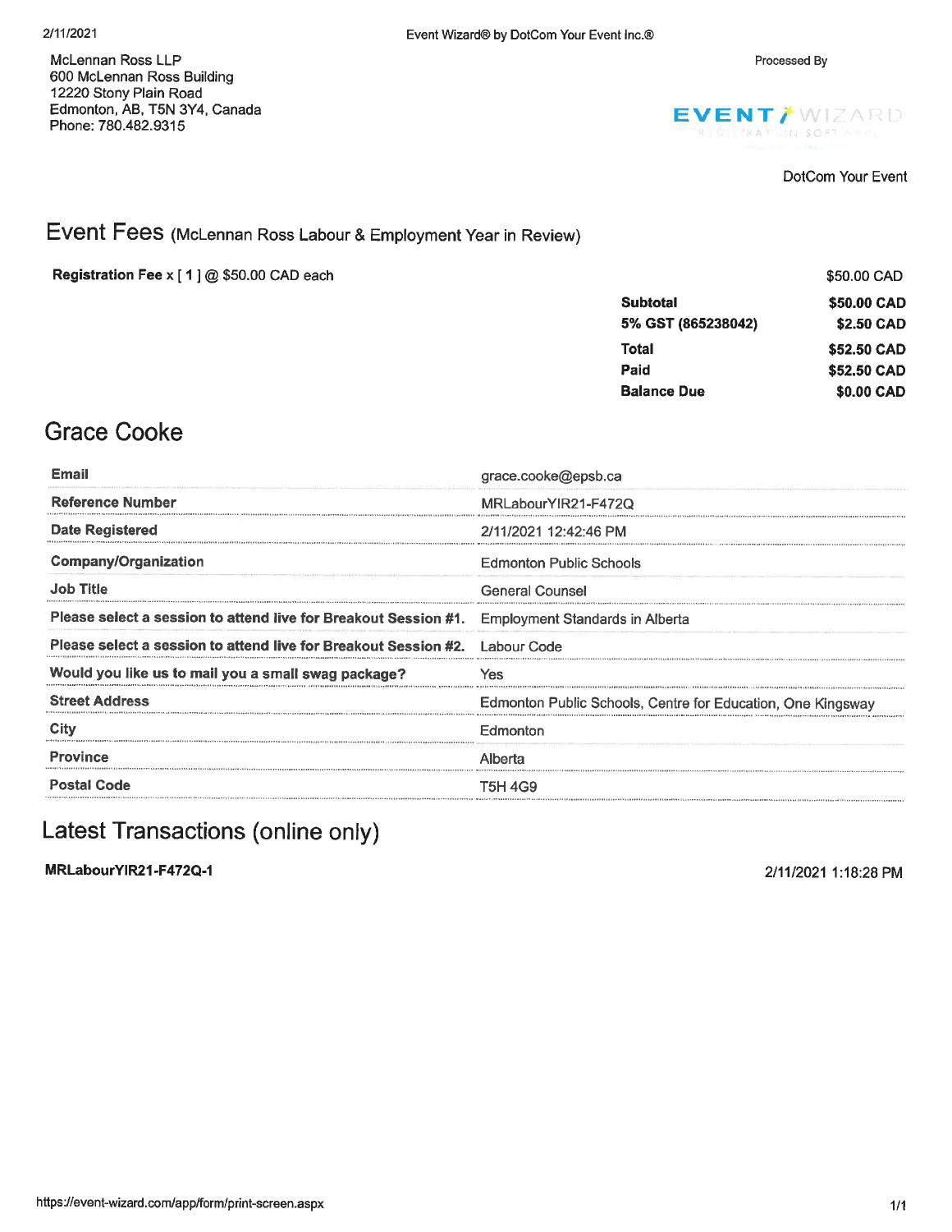2/11/2021 Event Wizard® by DotCom Your Event Inc.®

McLennan Ross LLP
600 McLennan Ross Building
12220 Stony Plain Road
Edmonton, AB, T5N 3Y4, Canada
Phone: 780.482.9315

Processed By

EVENT WIZARD
REGISTRATION SOFTWARE

DotCom Your Event

## Event Fees (McLennan Ross Labour & Employment Year in Review)

**Registration Fee** x [ **1** ] @ $50.00 CAD each — $50.00 CAD

| | |
|---|---|
| **Subtotal** | **$50.00 CAD** |
| **5% GST (865238042)** | **$2.50 CAD** |
| **Total** | **$52.50 CAD** |
| **Paid** | **$52.50 CAD** |
| **Balance Due** | **$0.00 CAD** |

## Grace Cooke

| | |
|---|---|
| **Email** | grace.cooke@epsb.ca |
| **Reference Number** | MRLabourYIR21-F472Q |
| **Date Registered** | 2/11/2021 12:42:46 PM |
| **Company/Organization** | Edmonton Public Schools |
| **Job Title** | General Counsel |
| **Please select a session to attend live for Breakout Session #1.** | Employment Standards in Alberta |
| **Please select a session to attend live for Breakout Session #2.** | Labour Code |
| **Would you like us to mail you a small swag package?** | Yes |
| **Street Address** | Edmonton Public Schools, Centre for Education, One Kingsway |
| **City** | Edmonton |
| **Province** | Alberta |
| **Postal Code** | T5H 4G9 |

## Latest Transactions (online only)

**MRLabourYIR21-F472Q-1** 2/11/2021 1:18:28 PM

https://event-wizard.com/app/form/print-screen.aspx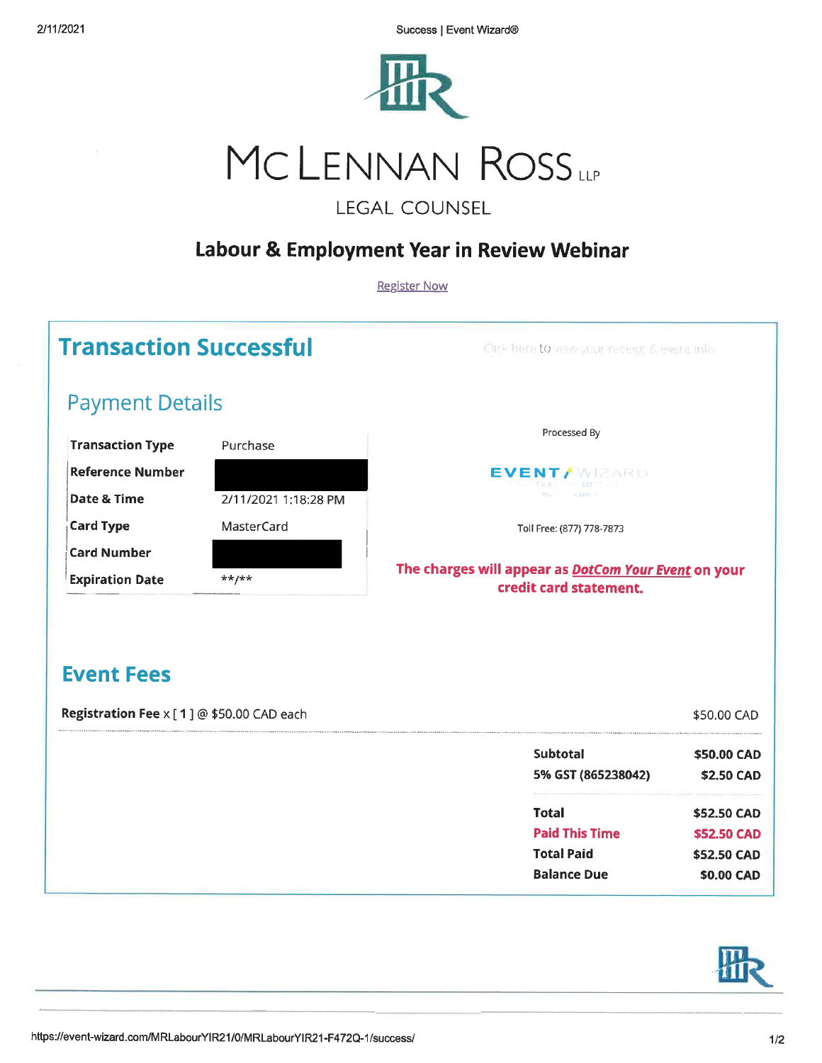# McLennan Ross LLP

LEGAL COUNSEL

## Labour & Employment Year in Review Webinar

Register Now

## Transaction Successful

Click here to view your receipt & event info

### Payment Details

| | |
|---|---|
| **Transaction Type** | Purchase |
| **Reference Number** | |
| **Date & Time** | 2/11/2021 1:18:28 PM |
| **Card Type** | MasterCard |
| **Card Number** | |
| **Expiration Date** | **/** |

Processed By

EVENT WIZARD

Toll Free: (877) 778-7873

**The charges will appear as *DotCom Your Event* on your credit card statement.**

## Event Fees

**Registration Fee** x [ **1** ] @ $50.00 CAD each — $50.00 CAD

| | |
|---|---|
| **Subtotal** | **$50.00 CAD** |
| **5% GST (865238042)** | **$2.50 CAD** |
| **Total** | **$52.50 CAD** |
| **Paid This Time** | **$52.50 CAD** |
| **Total Paid** | **$52.50 CAD** |
| **Balance Due** | **$0.00 CAD** |